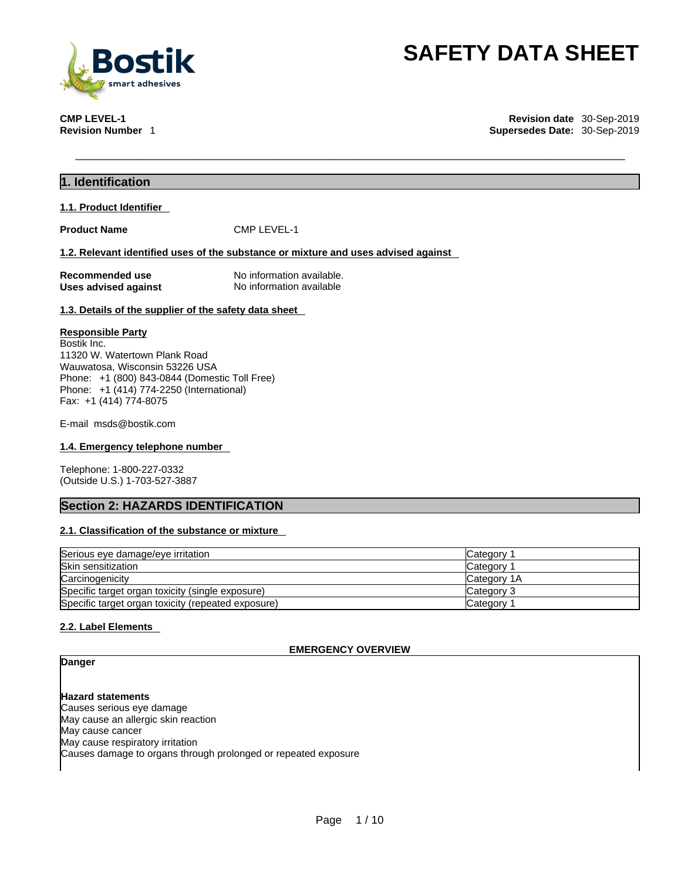# SAFETY DATA SHEET

**CMP LEVEL-1**
**Revision Number** 1

**Revision date** 30-Sep-2019
**Supersedes Date:** 30-Sep-2019

## 1. Identification

### 1.1. Product Identifier

**Product Name** CMP LEVEL-1

### 1.2. Relevant identified uses of the substance or mixture and uses advised against

**Recommended use** No information available.
**Uses advised against** No information available

### 1.3. Details of the supplier of the safety data sheet

**Responsible Party**
Bostik Inc.
11320 W. Watertown Plank Road
Wauwatosa, Wisconsin 53226 USA
Phone: +1 (800) 843-0844 (Domestic Toll Free)
Phone: +1 (414) 774-2250 (International)
Fax: +1 (414) 774-8075

E-mail msds@bostik.com

### 1.4. Emergency telephone number

Telephone: 1-800-227-0332
(Outside U.S.) 1-703-527-3887

## Section 2: HAZARDS IDENTIFICATION

### 2.1. Classification of the substance or mixture

| Hazard | Category |
|---|---|
| Serious eye damage/eye irritation | Category 1 |
| Skin sensitization | Category 1 |
| Carcinogenicity | Category 1A |
| Specific target organ toxicity (single exposure) | Category 3 |
| Specific target organ toxicity (repeated exposure) | Category 1 |

### 2.2. Label Elements

**EMERGENCY OVERVIEW**

**Danger**

**Hazard statements**
Causes serious eye damage
May cause an allergic skin reaction
May cause cancer
May cause respiratory irritation
Causes damage to organs through prolonged or repeated exposure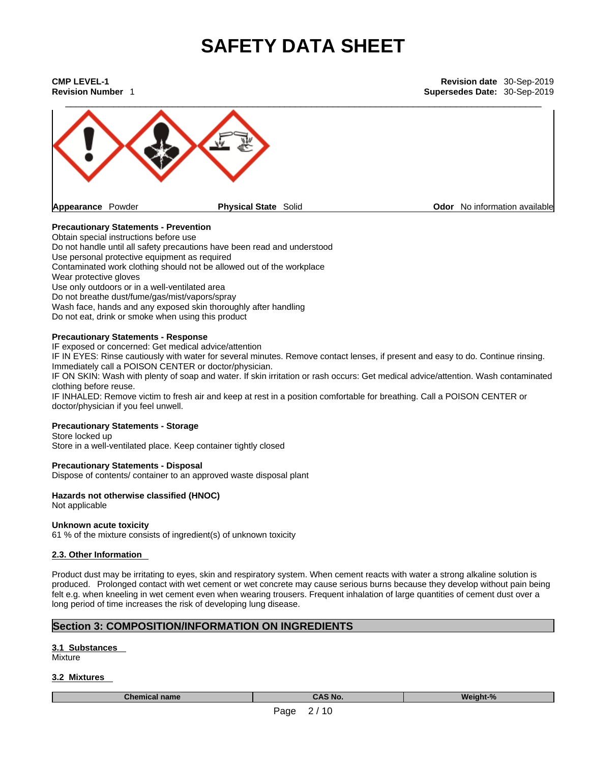# SAFETY DATA SHEET

**CMP LEVEL-1**
**Revision Number** 1

**Revision date** 30-Sep-2019
**Supersedes Date:** 30-Sep-2019

| **Appearance** Powder | **Physical State** Solid | **Odor** No information available |
|---|---|---|

**Precautionary Statements - Prevention**
Obtain special instructions before use
Do not handle until all safety precautions have been read and understood
Use personal protective equipment as required
Contaminated work clothing should not be allowed out of the workplace
Wear protective gloves
Use only outdoors or in a well-ventilated area
Do not breathe dust/fume/gas/mist/vapors/spray
Wash face, hands and any exposed skin thoroughly after handling
Do not eat, drink or smoke when using this product

**Precautionary Statements - Response**
IF exposed or concerned: Get medical advice/attention
IF IN EYES: Rinse cautiously with water for several minutes. Remove contact lenses, if present and easy to do. Continue rinsing. Immediately call a POISON CENTER or doctor/physician.
IF ON SKIN: Wash with plenty of soap and water. If skin irritation or rash occurs: Get medical advice/attention. Wash contaminated clothing before reuse.
IF INHALED: Remove victim to fresh air and keep at rest in a position comfortable for breathing. Call a POISON CENTER or doctor/physician if you feel unwell.

**Precautionary Statements - Storage**
Store locked up
Store in a well-ventilated place. Keep container tightly closed

**Precautionary Statements - Disposal**
Dispose of contents/ container to an approved waste disposal plant

**Hazards not otherwise classified (HNOC)**
Not applicable

**Unknown acute toxicity**
61 % of the mixture consists of ingredient(s) of unknown toxicity

**2.3. Other Information**

Product dust may be irritating to eyes, skin and respiratory system. When cement reacts with water a strong alkaline solution is produced. Prolonged contact with wet cement or wet concrete may cause serious burns because they develop without pain being felt e.g. when kneeling in wet cement even when wearing trousers. Frequent inhalation of large quantities of cement dust over a long period of time increases the risk of developing lung disease.

## Section 3: COMPOSITION/INFORMATION ON INGREDIENTS

**3.1 Substances**
Mixture

**3.2 Mixtures**

| Chemical name | CAS No. | Weight-% |
|---|---|---|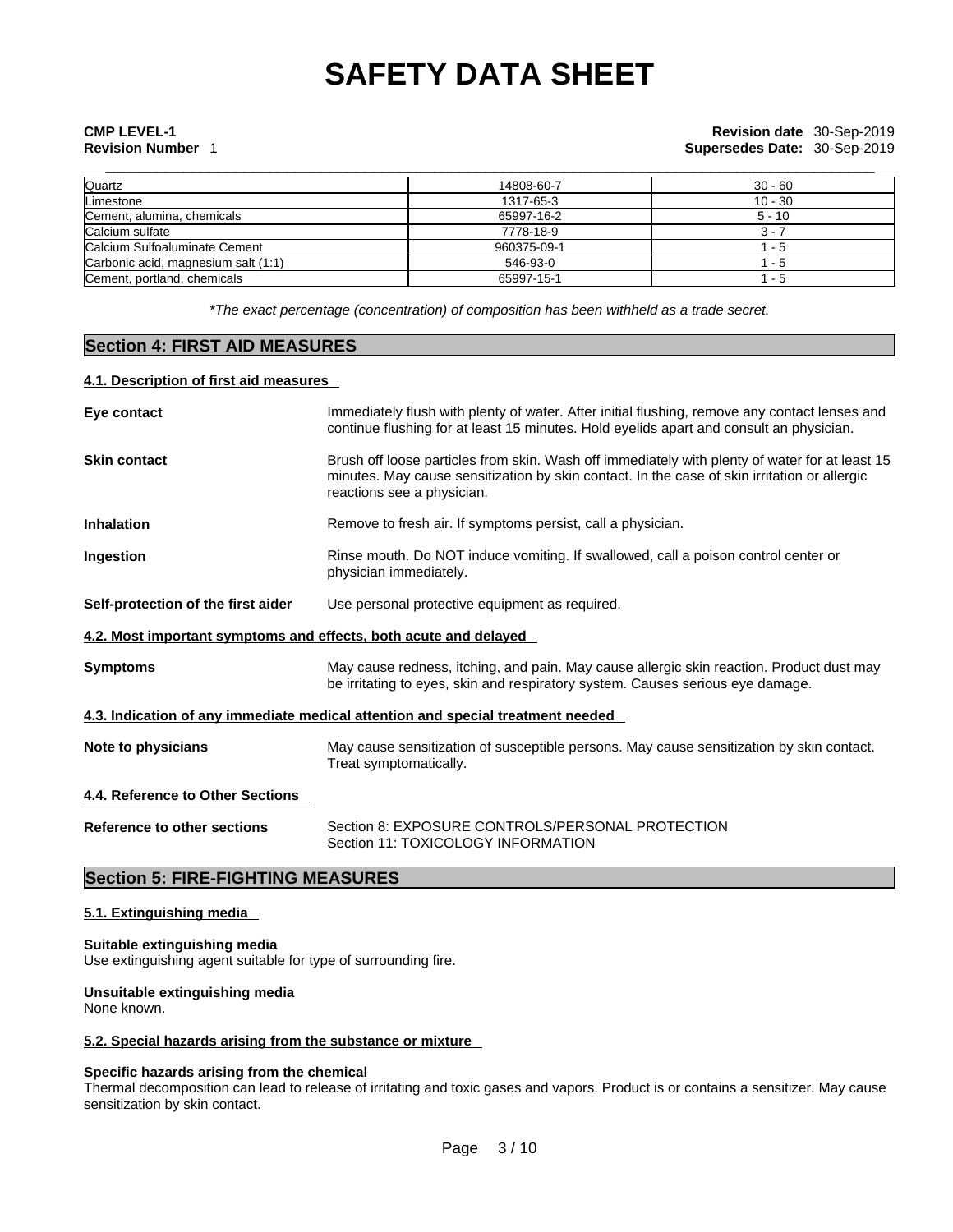# SAFETY DATA SHEET

**CMP LEVEL-1**
**Revision Number** 1

**Revision date** 30-Sep-2019
**Supersedes Date:** 30-Sep-2019

| | | |
|---|---|---|
| Quartz | 14808-60-7 | 30 - 60 |
| Limestone | 1317-65-3 | 10 - 30 |
| Cement, alumina, chemicals | 65997-16-2 | 5 - 10 |
| Calcium sulfate | 7778-18-9 | 3 - 7 |
| Calcium Sulfoaluminate Cement | 960375-09-1 | 1 - 5 |
| Carbonic acid, magnesium salt (1:1) | 546-93-0 | 1 - 5 |
| Cement, portland, chemicals | 65997-15-1 | 1 - 5 |

*\*The exact percentage (concentration) of composition has been withheld as a trade secret.*

## Section 4: FIRST AID MEASURES

### 4.1. Description of first aid measures

**Eye contact** Immediately flush with plenty of water. After initial flushing, remove any contact lenses and continue flushing for at least 15 minutes. Hold eyelids apart and consult an physician.

**Skin contact** Brush off loose particles from skin. Wash off immediately with plenty of water for at least 15 minutes. May cause sensitization by skin contact. In the case of skin irritation or allergic reactions see a physician.

**Inhalation** Remove to fresh air. If symptoms persist, call a physician.

**Ingestion** Rinse mouth. Do NOT induce vomiting. If swallowed, call a poison control center or physician immediately.

**Self-protection of the first aider** Use personal protective equipment as required.

### 4.2. Most important symptoms and effects, both acute and delayed

**Symptoms** May cause redness, itching, and pain. May cause allergic skin reaction. Product dust may be irritating to eyes, skin and respiratory system. Causes serious eye damage.

### 4.3. Indication of any immediate medical attention and special treatment needed

**Note to physicians** May cause sensitization of susceptible persons. May cause sensitization by skin contact. Treat symptomatically.

### 4.4. Reference to Other Sections

**Reference to other sections** Section 8: EXPOSURE CONTROLS/PERSONAL PROTECTION
Section 11: TOXICOLOGY INFORMATION

## Section 5: FIRE-FIGHTING MEASURES

### 5.1. Extinguishing media

**Suitable extinguishing media**
Use extinguishing agent suitable for type of surrounding fire.

**Unsuitable extinguishing media**
None known.

### 5.2. Special hazards arising from the substance or mixture

**Specific hazards arising from the chemical**
Thermal decomposition can lead to release of irritating and toxic gases and vapors. Product is or contains a sensitizer. May cause sensitization by skin contact.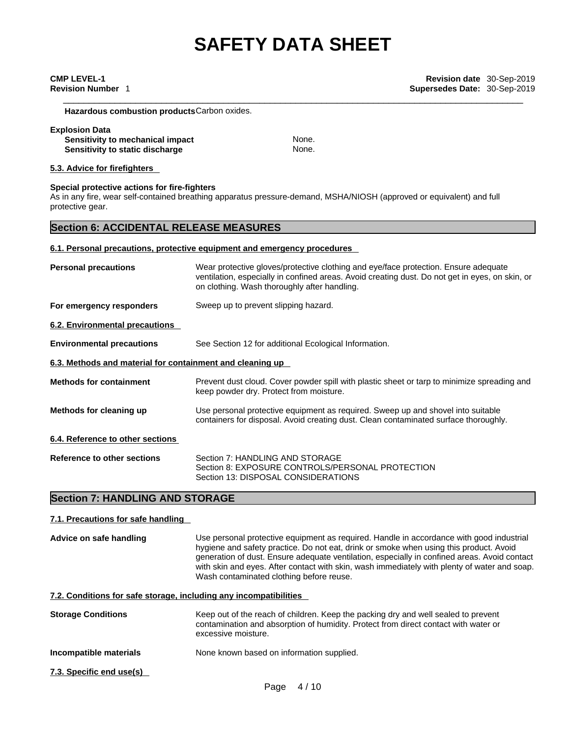**Hazardous combustion products** Carbon oxides.

**Explosion Data**

**Sensitivity to mechanical impact** None.
**Sensitivity to static discharge** None.

### 5.3. Advice for firefighters

**Special protective actions for fire-fighters**
As in any fire, wear self-contained breathing apparatus pressure-demand, MSHA/NIOSH (approved or equivalent) and full protective gear.

## Section 6: ACCIDENTAL RELEASE MEASURES

### 6.1. Personal precautions, protective equipment and emergency procedures

**Personal precautions**
Wear protective gloves/protective clothing and eye/face protection. Ensure adequate ventilation, especially in confined areas. Avoid creating dust. Do not get in eyes, on skin, or on clothing. Wash thoroughly after handling.

**For emergency responders**
Sweep up to prevent slipping hazard.

### 6.2. Environmental precautions

**Environmental precautions**
See Section 12 for additional Ecological Information.

### 6.3. Methods and material for containment and cleaning up

**Methods for containment**
Prevent dust cloud. Cover powder spill with plastic sheet or tarp to minimize spreading and keep powder dry. Protect from moisture.

**Methods for cleaning up**
Use personal protective equipment as required. Sweep up and shovel into suitable containers for disposal. Avoid creating dust. Clean contaminated surface thoroughly.

### 6.4. Reference to other sections

**Reference to other sections**
Section 7: HANDLING AND STORAGE
Section 8: EXPOSURE CONTROLS/PERSONAL PROTECTION
Section 13: DISPOSAL CONSIDERATIONS

## Section 7: HANDLING AND STORAGE

### 7.1. Precautions for safe handling

**Advice on safe handling**
Use personal protective equipment as required. Handle in accordance with good industrial hygiene and safety practice. Do not eat, drink or smoke when using this product. Avoid generation of dust. Ensure adequate ventilation, especially in confined areas. Avoid contact with skin and eyes. After contact with skin, wash immediately with plenty of water and soap. Wash contaminated clothing before reuse.

### 7.2. Conditions for safe storage, including any incompatibilities

**Storage Conditions**
Keep out of the reach of children. Keep the packing dry and well sealed to prevent contamination and absorption of humidity. Protect from direct contact with water or excessive moisture.

**Incompatible materials**
None known based on information supplied.

### 7.3. Specific end use(s)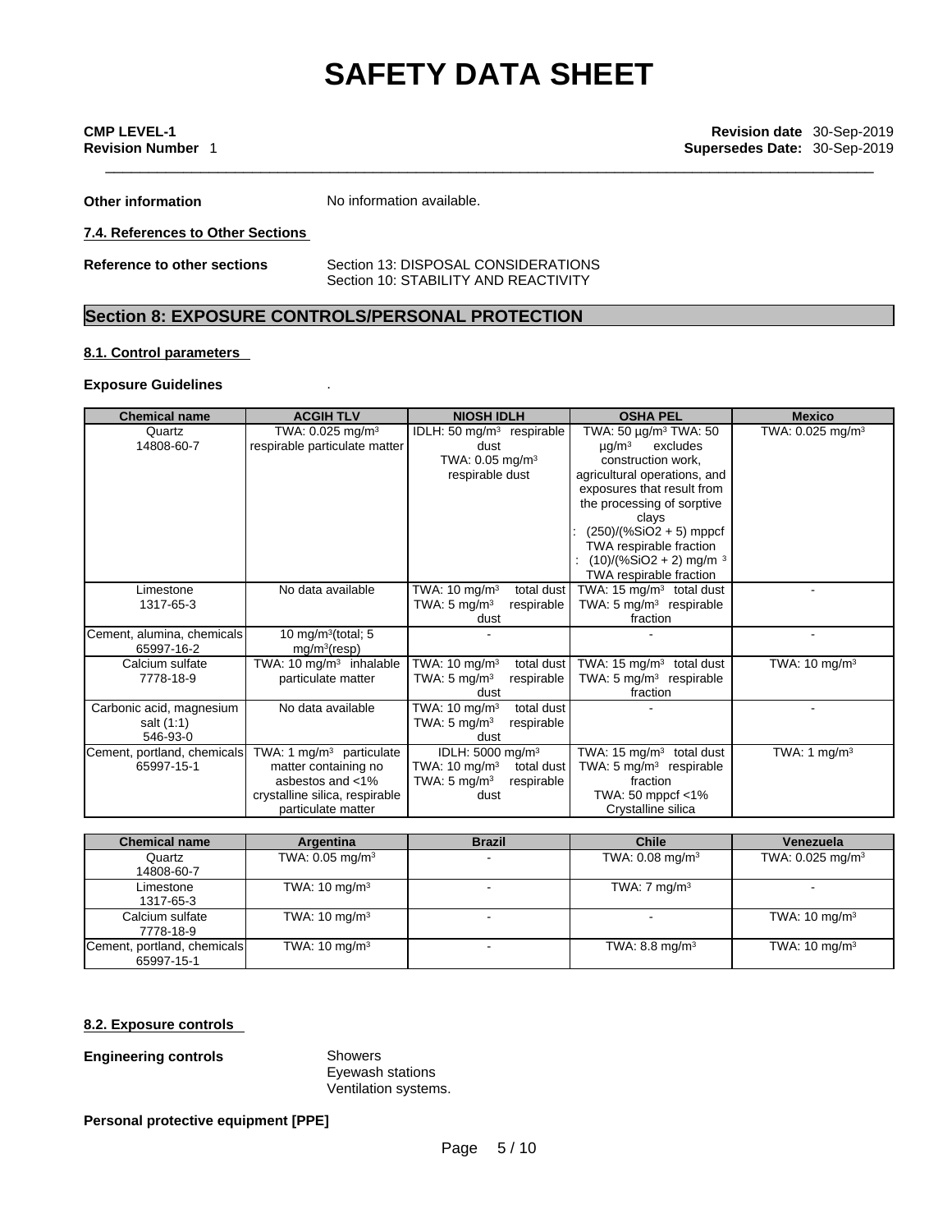# SAFETY DATA SHEET

**CMP LEVEL-1**
**Revision Number** 1

**Revision date** 30-Sep-2019
**Supersedes Date:** 30-Sep-2019

**Other information** No information available.

**7.4. References to Other Sections**

**Reference to other sections** Section 13: DISPOSAL CONSIDERATIONS
Section 10: STABILITY AND REACTIVITY

## Section 8: EXPOSURE CONTROLS/PERSONAL PROTECTION

### 8.1. Control parameters

**Exposure Guidelines** .

| Chemical name | ACGIH TLV | NIOSH IDLH | OSHA PEL | Mexico |
|---|---|---|---|---|
| Quartz 14808-60-7 | TWA: 0.025 mg/m³ respirable particulate matter | IDLH: 50 mg/m³ respirable dust TWA: 0.05 mg/m³ respirable dust | TWA: 50 µg/m³ TWA: 50 µg/m³ excludes construction work, agricultural operations, and exposures that result from the processing of sorptive clays : (250)/(%SiO2 + 5) mppcf TWA respirable fraction : (10)/(%SiO2 + 2) mg/m ³ TWA respirable fraction | TWA: 0.025 mg/m³ |
| Limestone 1317-65-3 | No data available | TWA: 10 mg/m³ total dust TWA: 5 mg/m³ respirable dust | TWA: 15 mg/m³ total dust TWA: 5 mg/m³ respirable fraction | - |
| Cement, alumina, chemicals 65997-16-2 | 10 mg/m³(total; 5 mg/m³(resp) | - | - | - |
| Calcium sulfate 7778-18-9 | TWA: 10 mg/m³ inhalable particulate matter | TWA: 10 mg/m³ total dust TWA: 5 mg/m³ respirable dust | TWA: 15 mg/m³ total dust TWA: 5 mg/m³ respirable fraction | TWA: 10 mg/m³ |
| Carbonic acid, magnesium salt (1:1) 546-93-0 | No data available | TWA: 10 mg/m³ total dust TWA: 5 mg/m³ respirable dust | - | - |
| Cement, portland, chemicals 65997-15-1 | TWA: 1 mg/m³ particulate matter containing no asbestos and <1% crystalline silica, respirable particulate matter | IDLH: 5000 mg/m³ TWA: 10 mg/m³ total dust TWA: 5 mg/m³ respirable dust | TWA: 15 mg/m³ total dust TWA: 5 mg/m³ respirable fraction TWA: 50 mppcf <1% Crystalline silica | TWA: 1 mg/m³ |

| Chemical name | Argentina | Brazil | Chile | Venezuela |
|---|---|---|---|---|
| Quartz 14808-60-7 | TWA: 0.05 mg/m³ | - | TWA: 0.08 mg/m³ | TWA: 0.025 mg/m³ |
| Limestone 1317-65-3 | TWA: 10 mg/m³ | - | TWA: 7 mg/m³ | - |
| Calcium sulfate 7778-18-9 | TWA: 10 mg/m³ | - | - | TWA: 10 mg/m³ |
| Cement, portland, chemicals 65997-15-1 | TWA: 10 mg/m³ | - | TWA: 8.8 mg/m³ | TWA: 10 mg/m³ |

### 8.2. Exposure controls

**Engineering controls** Showers
Eyewash stations
Ventilation systems.

**Personal protective equipment [PPE]**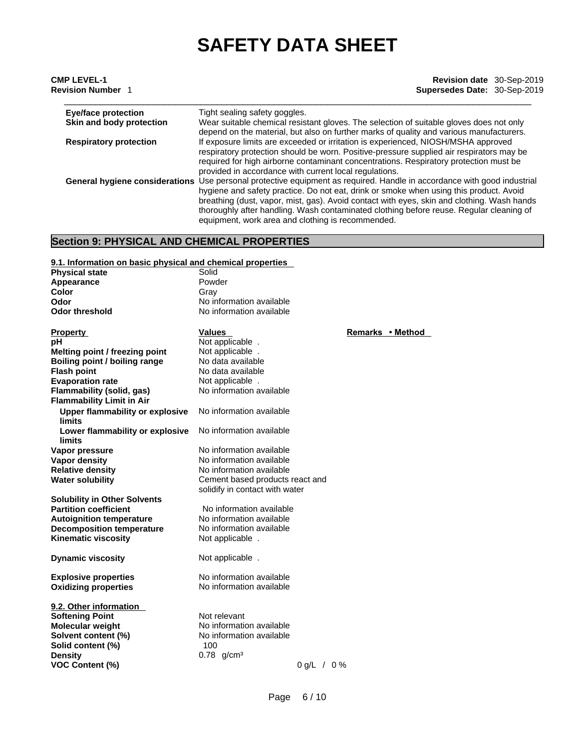| | |
|---|---|
| **Eye/face protection** | Tight sealing safety goggles. |
| **Skin and body protection** | Wear suitable chemical resistant gloves. The selection of suitable gloves does not only depend on the material, but also on further marks of quality and various manufacturers. |
| **Respiratory protection** | If exposure limits are exceeded or irritation is experienced, NIOSH/MSHA approved respiratory protection should be worn. Positive-pressure supplied air respirators may be required for high airborne contaminant concentrations. Respiratory protection must be provided in accordance with current local regulations. |
| **General hygiene considerations** | Use personal protective equipment as required. Handle in accordance with good industrial hygiene and safety practice. Do not eat, drink or smoke when using this product. Avoid breathing (dust, vapor, mist, gas). Avoid contact with eyes, skin and clothing. Wash hands thoroughly after handling. Wash contaminated clothing before reuse. Regular cleaning of equipment, work area and clothing is recommended. |

## Section 9: PHYSICAL AND CHEMICAL PROPERTIES

### 9.1. Information on basic physical and chemical properties

| | |
|---|---|
| **Physical state** | Solid |
| **Appearance** | Powder |
| **Color** | Gray |
| **Odor** | No information available |
| **Odor threshold** | No information available |

| **Property** | **Values** | **Remarks • Method** |
|---|---|---|
| **pH** | Not applicable . | |
| **Melting point / freezing point** | Not applicable . | |
| **Boiling point / boiling range** | No data available | |
| **Flash point** | No data available | |
| **Evaporation rate** | Not applicable . | |
| **Flammability (solid, gas)** | No information available | |
| **Flammability Limit in Air** | | |
| **Upper flammability or explosive limits** | No information available | |
| **Lower flammability or explosive limits** | No information available | |
| **Vapor pressure** | No information available | |
| **Vapor density** | No information available | |
| **Relative density** | No information available | |
| **Water solubility** | Cement based products react and solidify in contact with water | |
| **Solubility in Other Solvents** | | |
| **Partition coefficient** | No information available | |
| **Autoignition temperature** | No information available | |
| **Decomposition temperature** | No information available | |
| **Kinematic viscosity** | Not applicable . | |
| **Dynamic viscosity** | Not applicable . | |
| **Explosive properties** | No information available | |
| **Oxidizing properties** | No information available | |

### 9.2. Other information

| | | |
|---|---|---|
| **Softening Point** | Not relevant | |
| **Molecular weight** | No information available | |
| **Solvent content (%)** | No information available | |
| **Solid content (%)** | 100 | |
| **Density** | 0.78 g/cm³ | |
| **VOC Content (%)** | | 0 g/L / 0 % |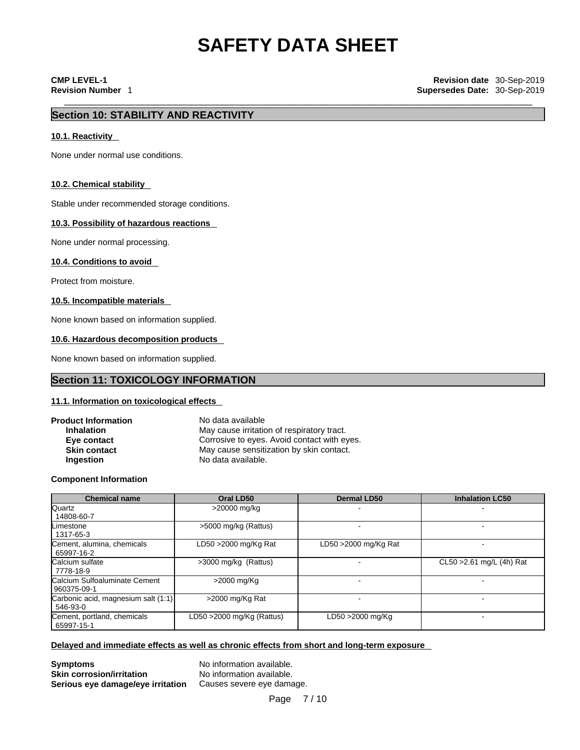## Section 10: STABILITY AND REACTIVITY

### 10.1. Reactivity

None under normal use conditions.

### 10.2. Chemical stability

Stable under recommended storage conditions.

### 10.3. Possibility of hazardous reactions

None under normal processing.

### 10.4. Conditions to avoid

Protect from moisture.

### 10.5. Incompatible materials

None known based on information supplied.

### 10.6. Hazardous decomposition products

None known based on information supplied.

## Section 11: TOXICOLOGY INFORMATION

### 11.1. Information on toxicological effects

**Product Information** No data available

**Inhalation** May cause irritation of respiratory tract.

**Eye contact** Corrosive to eyes. Avoid contact with eyes.

**Skin contact** May cause sensitization by skin contact.

**Ingestion** No data available.

**Component Information**

| Chemical name | Oral LD50 | Dermal LD50 | Inhalation LC50 |
|---|---|---|---|
| Quartz 14808-60-7 | >20000 mg/kg | - | - |
| Limestone 1317-65-3 | >5000 mg/kg (Rattus) | - | - |
| Cement, alumina, chemicals 65997-16-2 | LD50 >2000 mg/Kg Rat | LD50 >2000 mg/Kg Rat | - |
| Calcium sulfate 7778-18-9 | >3000 mg/kg (Rattus) | - | CL50 >2.61 mg/L (4h) Rat |
| Calcium Sulfoaluminate Cement 960375-09-1 | >2000 mg/Kg | - | - |
| Carbonic acid, magnesium salt (1:1) 546-93-0 | >2000 mg/Kg Rat | - | - |
| Cement, portland, chemicals 65997-15-1 | LD50 >2000 mg/Kg (Rattus) | LD50 >2000 mg/Kg | - |

### Delayed and immediate effects as well as chronic effects from short and long-term exposure

**Symptoms** No information available.

**Skin corrosion/irritation** No information available.

**Serious eye damage/eye irritation** Causes severe eye damage.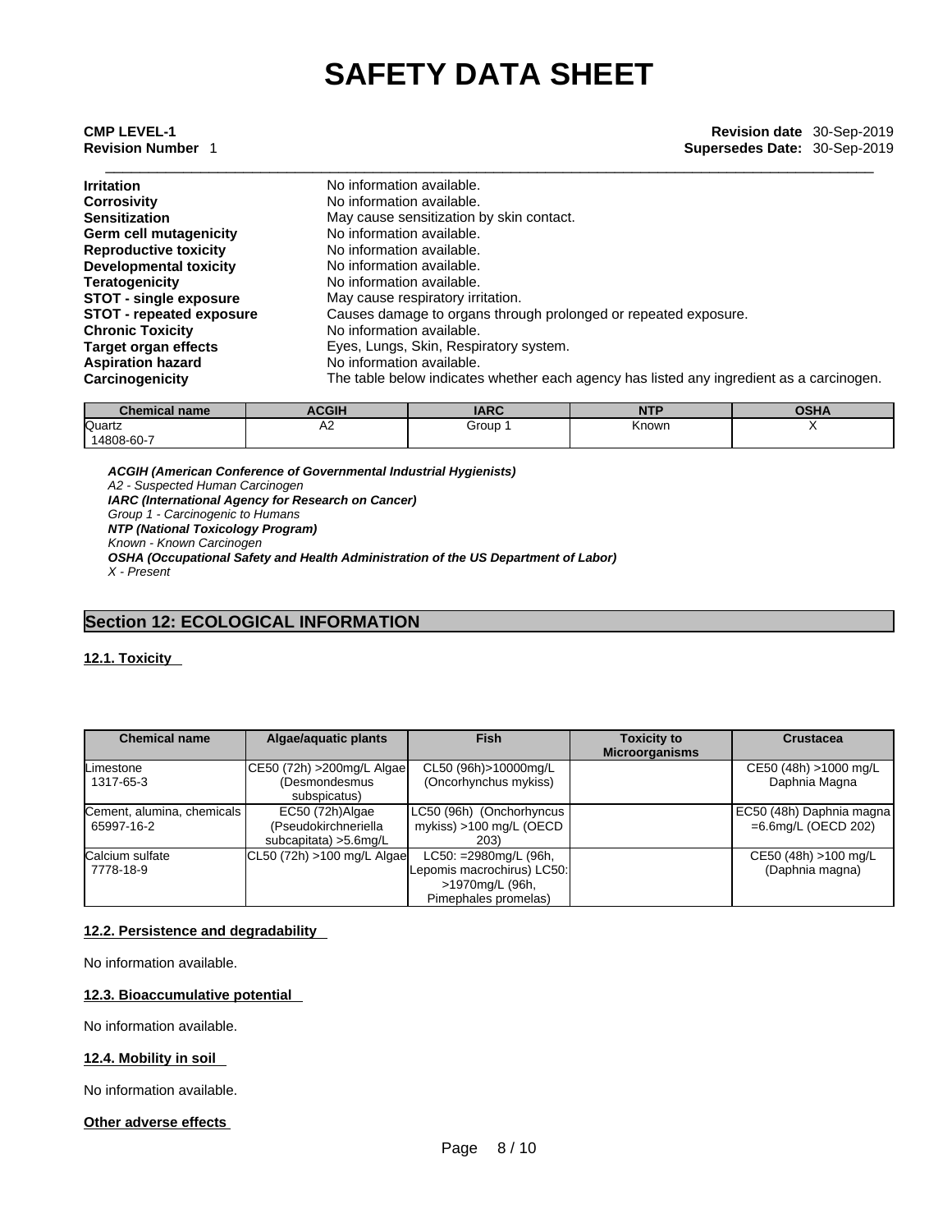# SAFETY DATA SHEET

**CMP LEVEL-1**
**Revision Number** 1

**Revision date** 30-Sep-2019
**Supersedes Date:** 30-Sep-2019

| | |
|---|---|
| **Irritation** | No information available. |
| **Corrosivity** | No information available. |
| **Sensitization** | May cause sensitization by skin contact. |
| **Germ cell mutagenicity** | No information available. |
| **Reproductive toxicity** | No information available. |
| **Developmental toxicity** | No information available. |
| **Teratogenicity** | No information available. |
| **STOT - single exposure** | May cause respiratory irritation. |
| **STOT - repeated exposure** | Causes damage to organs through prolonged or repeated exposure. |
| **Chronic Toxicity** | No information available. |
| **Target organ effects** | Eyes, Lungs, Skin, Respiratory system. |
| **Aspiration hazard** | No information available. |
| **Carcinogenicity** | The table below indicates whether each agency has listed any ingredient as a carcinogen. |

| Chemical name | ACGIH | IARC | NTP | OSHA |
|---|---|---|---|---|
| Quartz<br>14808-60-7 | A2 | Group 1 | Known | X |

***ACGIH (American Conference of Governmental Industrial Hygienists)***
*A2 - Suspected Human Carcinogen*
***IARC (International Agency for Research on Cancer)***
*Group 1 - Carcinogenic to Humans*
***NTP (National Toxicology Program)***
*Known - Known Carcinogen*
***OSHA (Occupational Safety and Health Administration of the US Department of Labor)***
*X - Present*

## Section 12: ECOLOGICAL INFORMATION

### 12.1. Toxicity

| Chemical name | Algae/aquatic plants | Fish | Toxicity to Microorganisms | Crustacea |
|---|---|---|---|---|
| Limestone<br>1317-65-3 | CE50 (72h) >200mg/L Algae (Desmondesmus subspicatus) | CL50 (96h)>10000mg/L (Oncorhynchus mykiss) | | CE50 (48h) >1000 mg/L Daphnia Magna |
| Cement, alumina, chemicals<br>65997-16-2 | EC50 (72h)Algae (Pseudokirchneriella subcapitata) >5.6mg/L | LC50 (96h) (Onchorhyncus mykiss) >100 mg/L (OECD 203) | | EC50 (48h) Daphnia magna =6.6mg/L (OECD 202) |
| Calcium sulfate<br>7778-18-9 | CL50 (72h) >100 mg/L Algae | LC50: =2980mg/L (96h, Lepomis macrochirus) LC50: >1970mg/L (96h, Pimephales promelas) | | CE50 (48h) >100 mg/L (Daphnia magna) |

### 12.2. Persistence and degradability

No information available.

### 12.3. Bioaccumulative potential

No information available.

### 12.4. Mobility in soil

No information available.

### Other adverse effects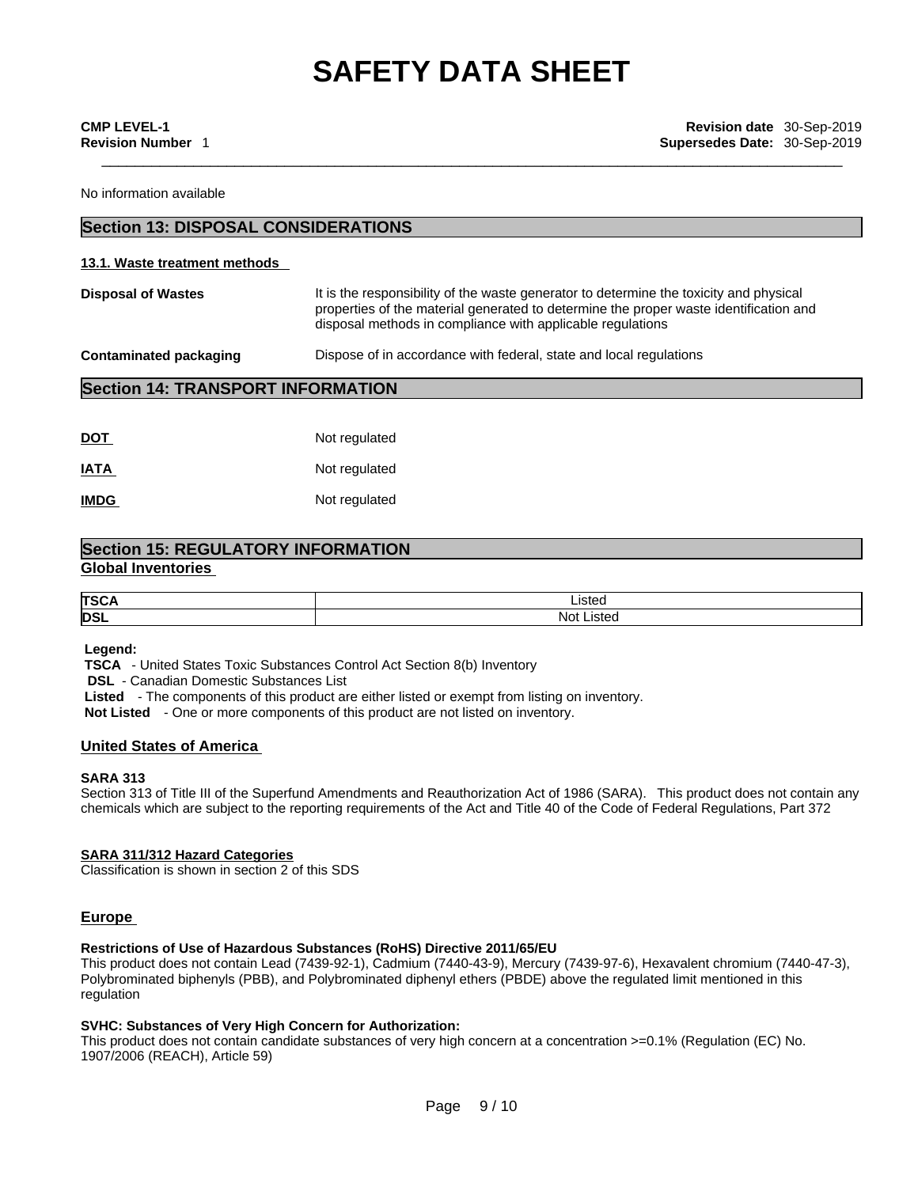No information available

## Section 13: DISPOSAL CONSIDERATIONS

### 13.1. Waste treatment methods

**Disposal of Wastes** It is the responsibility of the waste generator to determine the toxicity and physical properties of the material generated to determine the proper waste identification and disposal methods in compliance with applicable regulations

**Contaminated packaging** Dispose of in accordance with federal, state and local regulations

## Section 14: TRANSPORT INFORMATION

**DOT** Not regulated

**IATA** Not regulated

**IMDG** Not regulated

## Section 15: REGULATORY INFORMATION

### Global Inventories

| | |
|---|---|
| **TSCA** | Listed |
| **DSL** | Not Listed |

**Legend:**
**TSCA** - United States Toxic Substances Control Act Section 8(b) Inventory
**DSL** - Canadian Domestic Substances List
**Listed** - The components of this product are either listed or exempt from listing on inventory.
**Not Listed** - One or more components of this product are not listed on inventory.

### United States of America

**SARA 313**
Section 313 of Title III of the Superfund Amendments and Reauthorization Act of 1986 (SARA). This product does not contain any chemicals which are subject to the reporting requirements of the Act and Title 40 of the Code of Federal Regulations, Part 372

**SARA 311/312 Hazard Categories**
Classification is shown in section 2 of this SDS

### Europe

**Restrictions of Use of Hazardous Substances (RoHS) Directive 2011/65/EU**
This product does not contain Lead (7439-92-1), Cadmium (7440-43-9), Mercury (7439-97-6), Hexavalent chromium (7440-47-3), Polybrominated biphenyls (PBB), and Polybrominated diphenyl ethers (PBDE) above the regulated limit mentioned in this regulation

**SVHC: Substances of Very High Concern for Authorization:**
This product does not contain candidate substances of very high concern at a concentration >=0.1% (Regulation (EC) No. 1907/2006 (REACH), Article 59)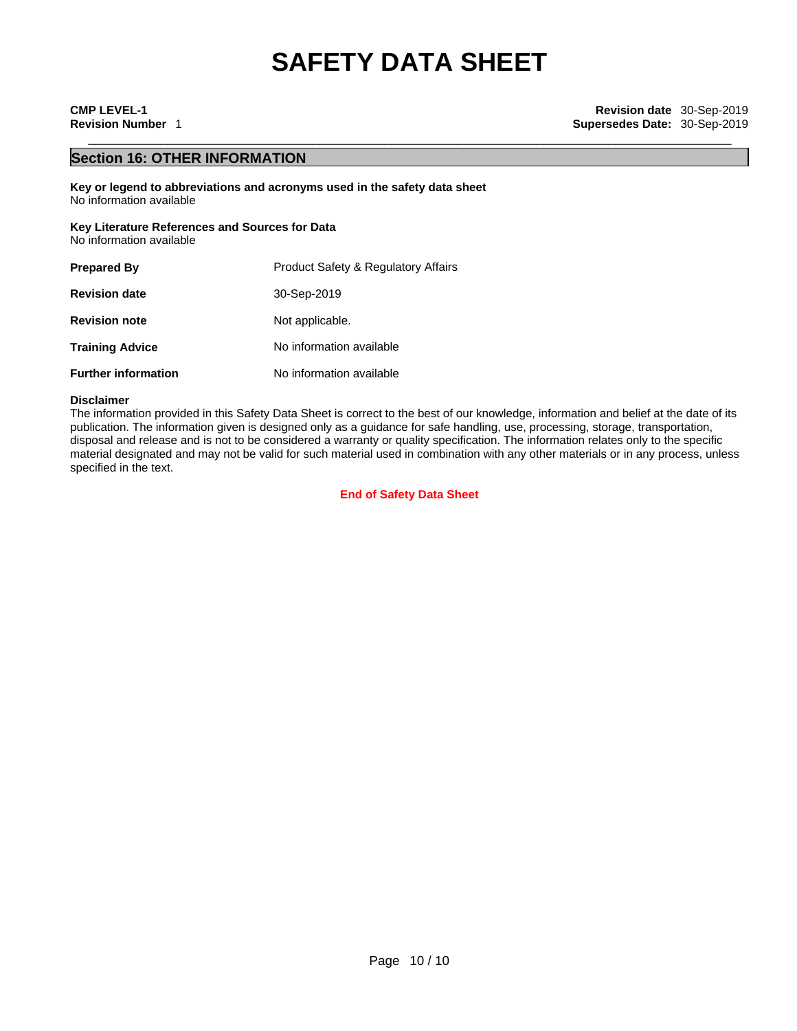## Section 16: OTHER INFORMATION

**Key or legend to abbreviations and acronyms used in the safety data sheet**
No information available

**Key Literature References and Sources for Data**
No information available

| | |
|---|---|
| **Prepared By** | Product Safety & Regulatory Affairs |
| **Revision date** | 30-Sep-2019 |
| **Revision note** | Not applicable. |
| **Training Advice** | No information available |
| **Further information** | No information available |

**Disclaimer**
The information provided in this Safety Data Sheet is correct to the best of our knowledge, information and belief at the date of its publication. The information given is designed only as a guidance for safe handling, use, processing, storage, transportation, disposal and release and is not to be considered a warranty or quality specification. The information relates only to the specific material designated and may not be valid for such material used in combination with any other materials or in any process, unless specified in the text.

**End of Safety Data Sheet**